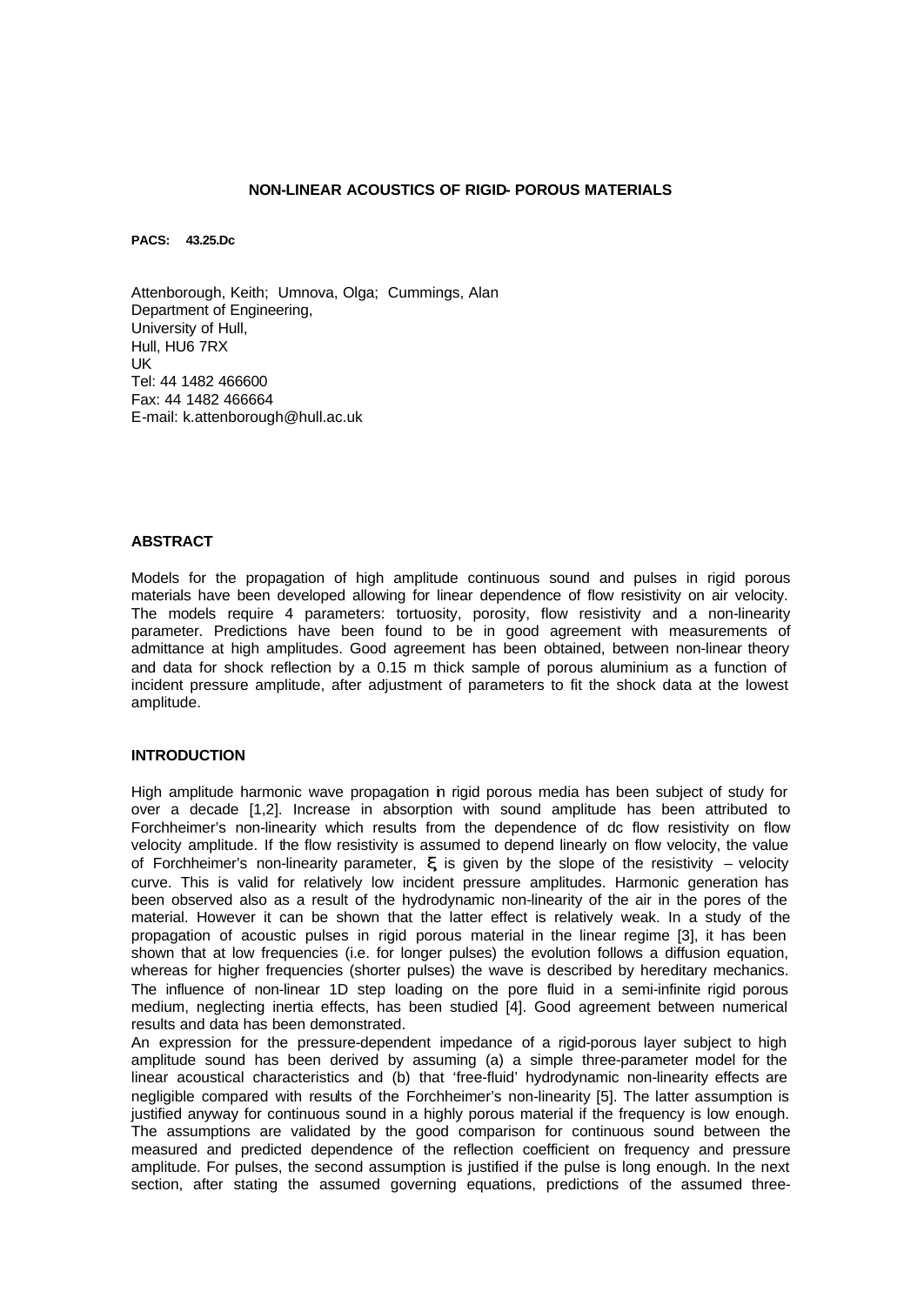# NON-LINEAR ACOUSTICS OF RIGID- POROUS MATERIALS

**PACS: 43.25.Dc**

Attenborough, Keith; Umnova, Olga; Cummings, Alan
Department of Engineering,
University of Hull,
Hull, HU6 7RX
UK
Tel: 44 1482 466600
Fax: 44 1482 466664
E-mail: k.attenborough@hull.ac.uk

## ABSTRACT

Models for the propagation of high amplitude continuous sound and pulses in rigid porous materials have been developed allowing for linear dependence of flow resistivity on air velocity. The models require 4 parameters: tortuosity, porosity, flow resistivity and a non-linearity parameter. Predictions have been found to be in good agreement with measurements of admittance at high amplitudes. Good agreement has been obtained, between non-linear theory and data for shock reflection by a 0.15 m thick sample of porous aluminium as a function of incident pressure amplitude, after adjustment of parameters to fit the shock data at the lowest amplitude.

## INTRODUCTION

High amplitude harmonic wave propagation in rigid porous media has been subject of study for over a decade [1,2]. Increase in absorption with sound amplitude has been attributed to Forchheimer's non-linearity which results from the dependence of dc flow resistivity on flow velocity amplitude. If the flow resistivity is assumed to depend linearly on flow velocity, the value of Forchheimer's non-linearity parameter, $\xi$, is given by the slope of the resistivity – velocity curve. This is valid for relatively low incident pressure amplitudes. Harmonic generation has been observed also as a result of the hydrodynamic non-linearity of the air in the pores of the material. However it can be shown that the latter effect is relatively weak. In a study of the propagation of acoustic pulses in rigid porous material in the linear regime [3], it has been shown that at low frequencies (i.e. for longer pulses) the evolution follows a diffusion equation, whereas for higher frequencies (shorter pulses) the wave is described by hereditary mechanics. The influence of non-linear 1D step loading on the pore fluid in a semi-infinite rigid porous medium, neglecting inertia effects, has been studied [4]. Good agreement between numerical results and data has been demonstrated.

An expression for the pressure-dependent impedance of a rigid-porous layer subject to high amplitude sound has been derived by assuming (a) a simple three-parameter model for the linear acoustical characteristics and (b) that 'free-fluid' hydrodynamic non-linearity effects are negligible compared with results of the Forchheimer's non-linearity [5]. The latter assumption is justified anyway for continuous sound in a highly porous material if the frequency is low enough. The assumptions are validated by the good comparison for continuous sound between the measured and predicted dependence of the reflection coefficient on frequency and pressure amplitude. For pulses, the second assumption is justified if the pulse is long enough. In the next section, after stating the assumed governing equations, predictions of the assumed three-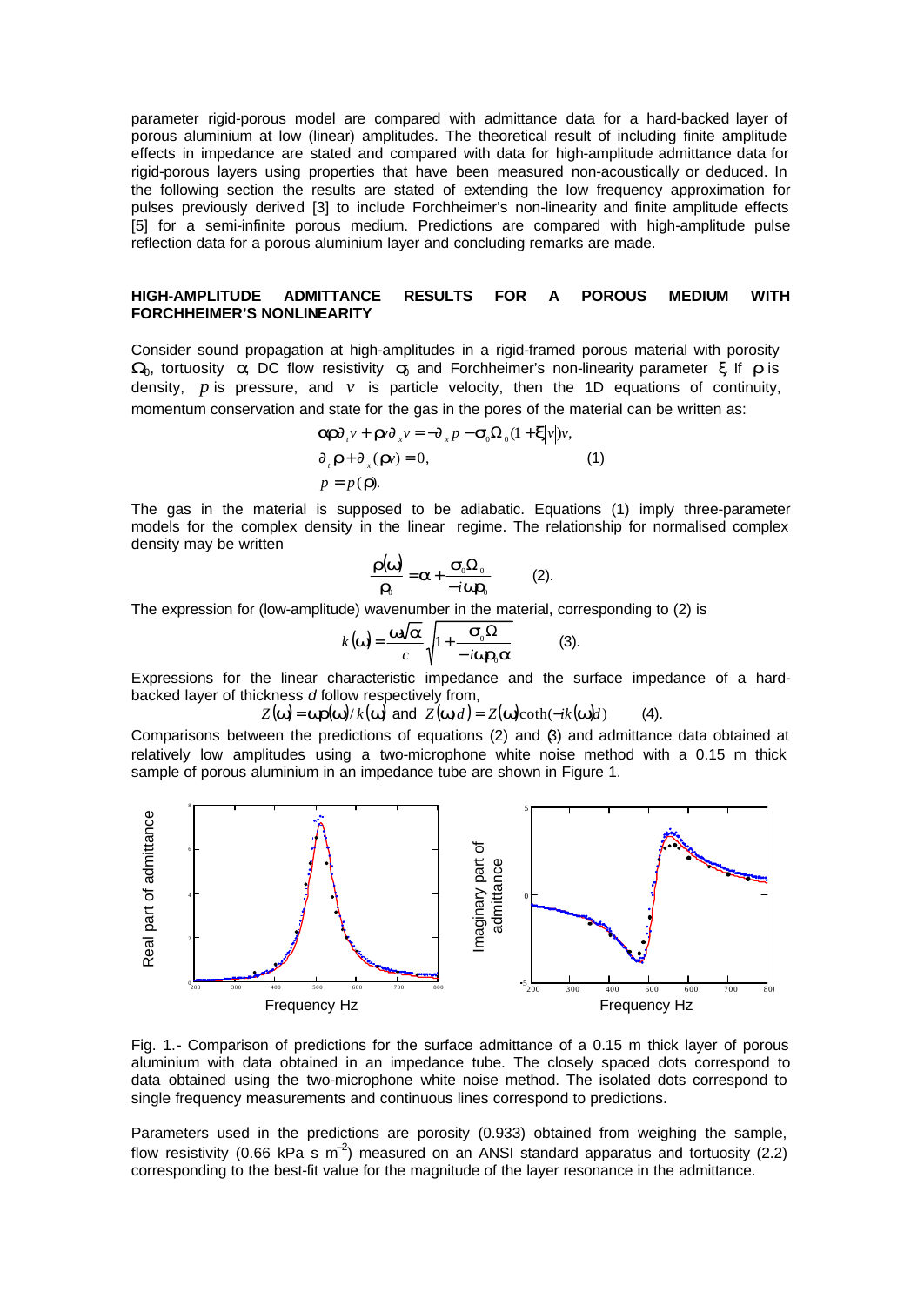parameter rigid-porous model are compared with admittance data for a hard-backed layer of porous aluminium at low (linear) amplitudes. The theoretical result of including finite amplitude effects in impedance are stated and compared with data for high-amplitude admittance data for rigid-porous layers using properties that have been measured non-acoustically or deduced. In the following section the results are stated of extending the low frequency approximation for pulses previously derived [3] to include Forchheimer's non-linearity and finite amplitude effects [5] for a semi-infinite porous medium. Predictions are compared with high-amplitude pulse reflection data for a porous aluminium layer and concluding remarks are made.

## HIGH-AMPLITUDE ADMITTANCE RESULTS FOR A POROUS MEDIUM WITH FORCHHEIMER'S NONLINEARITY

Consider sound propagation at high-amplitudes in a rigid-framed porous material with porosity $\Omega_0$, tortuosity $\alpha$, DC flow resistivity $\sigma_0$ and Forchheimer's non-linearity parameter $\xi$. If $\rho$ is density, $p$ is pressure, and $v$ is particle velocity, then the 1D equations of continuity, momentum conservation and state for the gas in the pores of the material can be written as:

$$
\begin{aligned}
&\alpha\rho\partial_t v + \rho v\partial_x v = -\partial_x p - \sigma_0\Omega_0(1+\xi|v|)v,\\
&\partial_t \rho + \partial_x(\rho v) = 0, \qquad\qquad (1)\\
&p = p(\rho).
\end{aligned}
$$

The gas in the material is supposed to be adiabatic. Equations (1) imply three-parameter models for the complex density in the linear regime. The relationship for normalised complex density may be written

$$
\frac{\rho(\omega)}{\rho_0} = \alpha + \frac{\sigma_0\Omega_0}{-i\omega\rho_0} \qquad (2).
$$

The expression for (low-amplitude) wavenumber in the material, corresponding to (2) is

$$
k(\omega) = \frac{\omega\sqrt{\alpha}}{c}\sqrt{1+\frac{\sigma_0\Omega}{-i\omega\rho_0\alpha}} \qquad (3).
$$

Expressions for the linear characteristic impedance and the surface impedance of a hard-backed layer of thickness $d$ follow respectively from,

$$
Z(\omega) = \omega\rho(\omega)/k(\omega) \text{ and } Z(\omega,d) = Z(\omega)\coth(-ik(\omega)d) \qquad (4).
$$

Comparisons between the predictions of equations (2) and (3) and admittance data obtained at relatively low amplitudes using a two-microphone white noise method with a 0.15 m thick sample of porous aluminium in an impedance tube are shown in Figure 1.

Fig. 1.- Comparison of predictions for the surface admittance of a 0.15 m thick layer of porous aluminium with data obtained in an impedance tube. The closely spaced dots correspond to data obtained using the two-microphone white noise method. The isolated dots correspond to single frequency measurements and continuous lines correspond to predictions.

Parameters used in the predictions are porosity (0.933) obtained from weighing the sample, flow resistivity (0.66 kPa s m$^{-2}$) measured on an ANSI standard apparatus and tortuosity (2.2) corresponding to the best-fit value for the magnitude of the layer resonance in the admittance.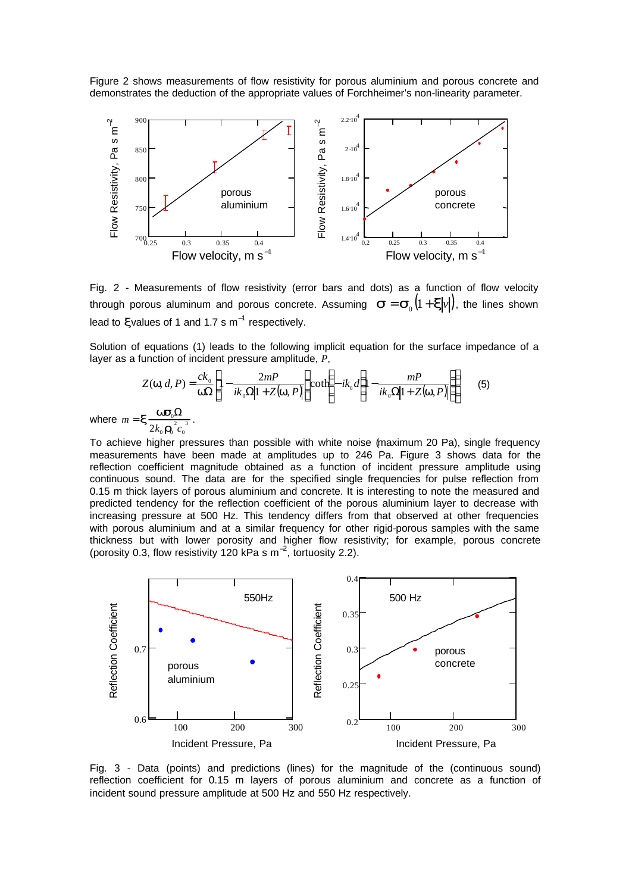Figure 2 shows measurements of flow resistivity for porous aluminium and porous concrete and demonstrates the deduction of the appropriate values of Forchheimer's non-linearity parameter.

Fig. 2 - Measurements of flow resistivity (error bars and dots) as a function of flow velocity through porous aluminum and porous concrete. Assuming $\sigma = \sigma_0 (1 + \xi |v|)$, the lines shown lead to $\xi$ values of 1 and 1.7 s m$^{-1}$ respectively.

Solution of equations (1) leads to the following implicit equation for the surface impedance of a layer as a function of incident pressure amplitude, $P$,

$$Z(\omega, d, P) = \frac{ck_0}{\omega\Omega}\left[1 - \frac{2mP}{ik_0\Omega\left[1+Z(\omega,P)\right]}\right]\coth\left[-ik_0 d\left(1 - \frac{mP}{ik_0\Omega\left|1+Z(\omega,P)\right|}\right)\right] \qquad (5)$$

where $m = \xi \frac{\omega\sigma_0\Omega}{2k_0\rho_0^2 c_0^3}$.

To achieve higher pressures than possible with white noise (maximum 20 Pa), single frequency measurements have been made at amplitudes up to 246 Pa. Figure 3 shows data for the reflection coefficient magnitude obtained as a function of incident pressure amplitude using continuous sound. The data are for the specified single frequencies for pulse reflection from 0.15 m thick layers of porous aluminium and concrete. It is interesting to note the measured and predicted tendency for the reflection coefficient of the porous aluminium layer to decrease with increasing pressure at 500 Hz. This tendency differs from that observed at other frequencies with porous aluminium and at a similar frequency for other rigid-porous samples with the same thickness but with lower porosity and higher flow resistivity; for example, porous concrete (porosity 0.3, flow resistivity 120 kPa s m$^{-2}$, tortuosity 2.2).

Fig. 3 - Data (points) and predictions (lines) for the magnitude of the (continuous sound) reflection coefficient for 0.15 m layers of porous aluminium and concrete as a function of incident sound pressure amplitude at 500 Hz and 550 Hz respectively.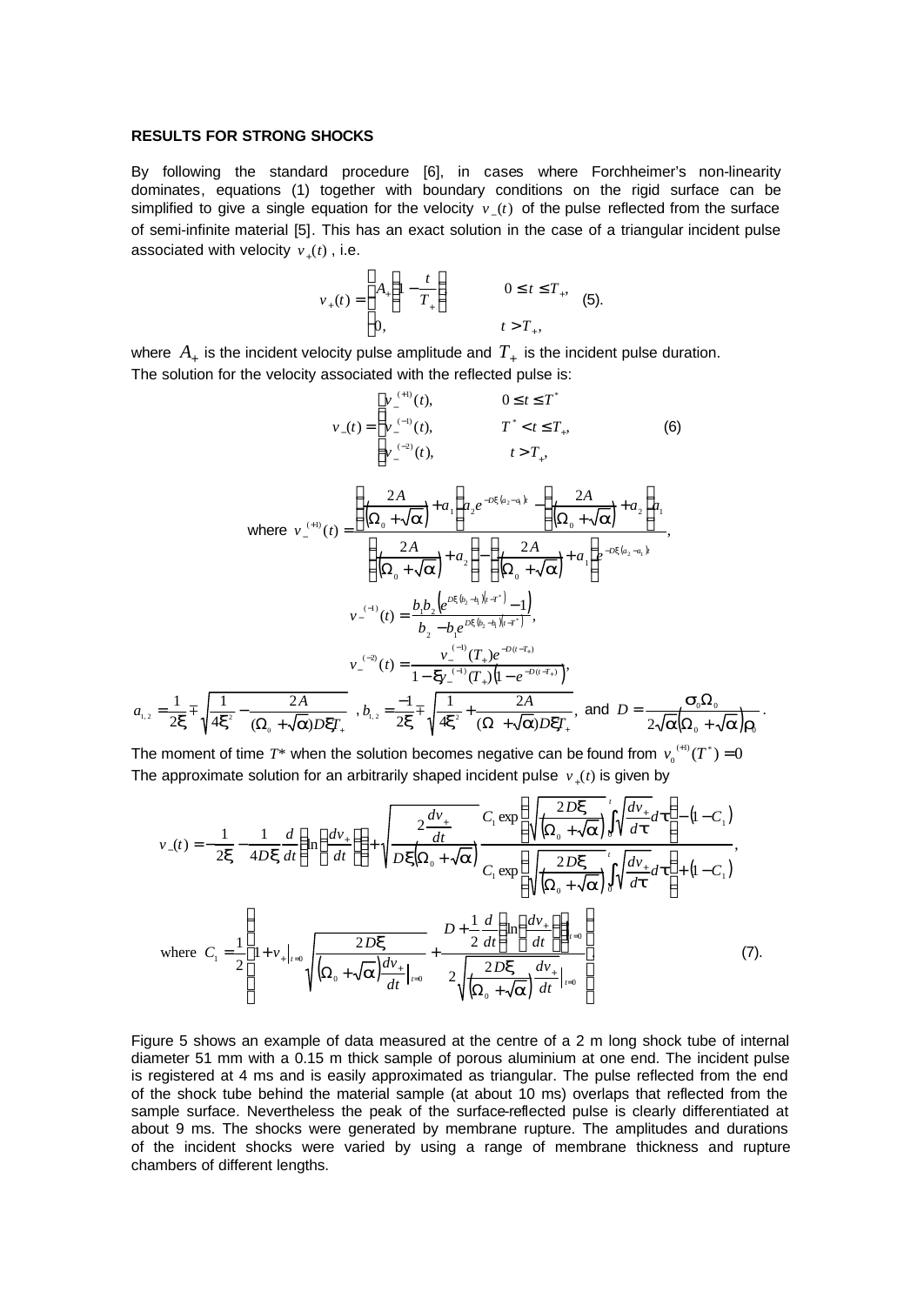### RESULTS FOR STRONG SHOCKS

By following the standard procedure [6], in cases where Forchheimer's non-linearity dominates, equations (1) together with boundary conditions on the rigid surface can be simplified to give a single equation for the velocity $v_-(t)$ of the pulse reflected from the surface of semi-infinite material [5]. This has an exact solution in the case of a triangular incident pulse associated with velocity $v_+(t)$, i.e.

$$v_+(t) = \begin{cases} A_+\left(1 - \dfrac{t}{T_+}\right) & 0 \le t \le T_+, \\ 0, & t > T_+, \end{cases} \quad (5).$$

where $A_+$ is the incident velocity pulse amplitude and $T_+$ is the incident pulse duration. The solution for the velocity associated with the reflected pulse is:

$$v_-(t) = \begin{cases} v_-^{(+1)}(t), & 0 \le t \le T^* \\ v_-^{(-1)}(t), & T^* < t \le T_+, \\ v_-^{(-2)}(t), & t > T_+, \end{cases} \quad (6)$$

where
$$v_-^{(+1)}(t) = \frac{\left(\left(\dfrac{2A}{(\Omega_0+\sqrt{\alpha})}\right)+a_1\right)a_2 e^{-D\xi(a_2-a_1)t} - \left(\left(\dfrac{2A}{(\Omega_0+\sqrt{\alpha})}\right)+a_2\right)a_1}{\left(\left(\dfrac{2A}{(\Omega_0+\sqrt{\alpha})}\right)+a_2\right) - \left(\left(\dfrac{2A}{(\Omega_0+\sqrt{\alpha})}\right)+a_1\right)e^{-D\xi(a_2-a_1)t}},$$

$$v_-^{(-1)}(t) = \frac{b_1 b_2\left(e^{D\xi(b_2-b_1)(t-T^*)}-1\right)}{b_2 - b_1 e^{D\xi(b_2-b_1)(t-T^*)}},$$

$$v_-^{(-2)}(t) = \frac{v_-^{(-1)}(T_+)e^{-D(t-T_+)}}{1-\xi v_-^{(-1)}(T_+)\left(1-e^{-D(t-T_+)}\right)},$$

$$a_{1,2} = \frac{1}{2\xi} \mp \sqrt{\frac{1}{4\xi^2} - \frac{2A}{(\Omega_0+\sqrt{\alpha})D\xi T_+}}, \quad b_{1,2} = \frac{-1}{2\xi} \mp \sqrt{\frac{1}{4\xi^2} + \frac{2A}{(\Omega+\sqrt{\alpha})D\xi T_+}}, \text{ and } D = \frac{\sigma_0\Omega_0}{2\sqrt{\alpha}\left(\Omega_0+\sqrt{\alpha}\right)\rho_0}.$$

The moment of time $T^*$ when the solution becomes negative can be found from $v_0^{(+1)}(T^*) = 0$

The approximate solution for an arbitrarily shaped incident pulse $v_+(t)$ is given by

$$v_-(t) = -\frac{1}{2\xi} - \frac{1}{4D\xi}\frac{d}{dt}\left(\ln\left(\frac{dv_+}{dt}\right)\right) + \sqrt{\frac{2\dfrac{dv_+}{dt}}{D\xi\left(\Omega_0+\sqrt{\alpha}\right)}}\;\frac{C_1\exp\left(\sqrt{\dfrac{2D\xi}{\left(\Omega_0+\sqrt{\alpha}\right)}}\displaystyle\int_0^t\sqrt{\frac{dv_+}{d\tau}}d\tau\right)-\left(1-C_1\right)}{C_1\exp\left(\sqrt{\dfrac{2D\xi}{\left(\Omega_0+\sqrt{\alpha}\right)}}\displaystyle\int_0^t\sqrt{\frac{dv_+}{d\tau}}d\tau\right)+\left(1-C_1\right)},$$

$$\text{where } C_1 = \frac{1}{2}\left(1 + v_+\big|_{t=0}\sqrt{\frac{2D\xi}{\left(\Omega_0+\sqrt{\alpha}\right)\dfrac{dv_+}{dt}\Big|_{t=0}}} + \frac{D + \dfrac{1}{2}\dfrac{d}{dt}\left(\ln\left(\dfrac{dv_+}{dt}\right)\right)\Big|_{t=0}}{2\sqrt{\dfrac{2D\xi}{\left(\Omega_0+\sqrt{\alpha}\right)}\dfrac{dv_+}{dt}\Big|_{t=0}}}\right) \quad (7).$$

Figure 5 shows an example of data measured at the centre of a 2 m long shock tube of internal diameter 51 mm with a 0.15 m thick sample of porous aluminium at one end. The incident pulse is registered at 4 ms and is easily approximated as triangular. The pulse reflected from the end of the shock tube behind the material sample (at about 10 ms) overlaps that reflected from the sample surface. Nevertheless the peak of the surface-reflected pulse is clearly differentiated at about 9 ms. The shocks were generated by membrane rupture. The amplitudes and durations of the incident shocks were varied by using a range of membrane thickness and rupture chambers of different lengths.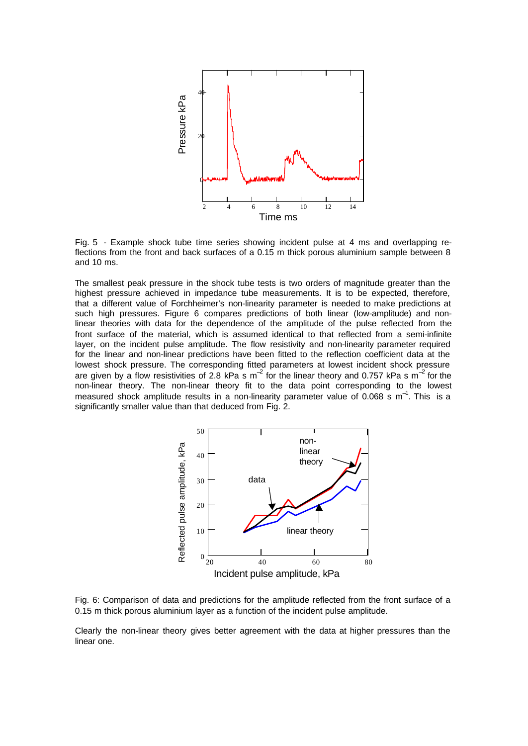Fig. 5 - Example shock tube time series showing incident pulse at 4 ms and overlapping reflections from the front and back surfaces of a 0.15 m thick porous aluminium sample between 8 and 10 ms.

The smallest peak pressure in the shock tube tests is two orders of magnitude greater than the highest pressure achieved in impedance tube measurements. It is to be expected, therefore, that a different value of Forchheimer's non-linearity parameter is needed to make predictions at such high pressures. Figure 6 compares predictions of both linear (low-amplitude) and non-linear theories with data for the dependence of the amplitude of the pulse reflected from the front surface of the material, which is assumed identical to that reflected from a semi-infinite layer, on the incident pulse amplitude. The flow resistivity and non-linearity parameter required for the linear and non-linear predictions have been fitted to the reflection coefficient data at the lowest shock pressure. The corresponding fitted parameters at lowest incident shock pressure are given by a flow resistivities of 2.8 kPa s $m^{-2}$ for the linear theory and 0.757 kPa s $m^{-2}$ for the non-linear theory. The non-linear theory fit to the data point corresponding to the lowest measured shock amplitude results in a non-linearity parameter value of 0.068 s $m^{-1}$. This is a significantly smaller value than that deduced from Fig. 2.

Fig. 6: Comparison of data and predictions for the amplitude reflected from the front surface of a 0.15 m thick porous aluminium layer as a function of the incident pulse amplitude.

Clearly the non-linear theory gives better agreement with the data at higher pressures than the linear one.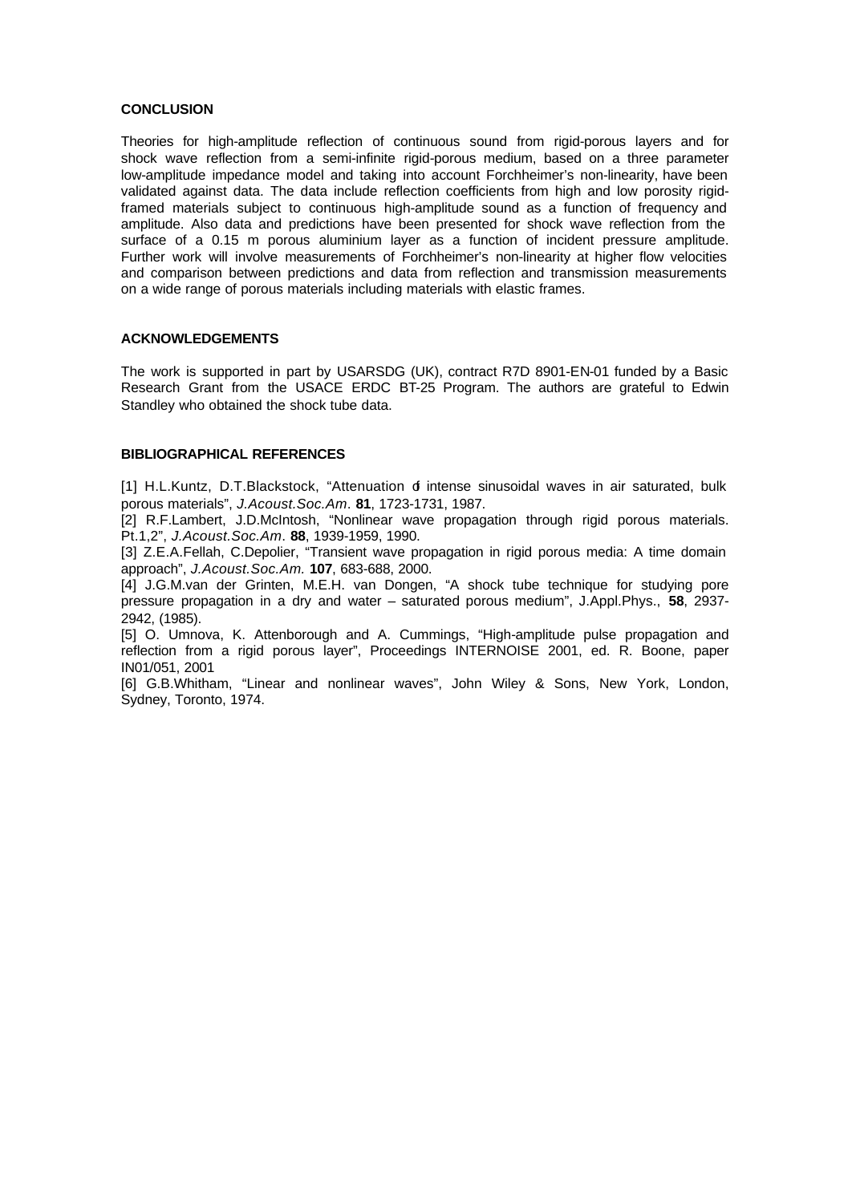## CONCLUSION

Theories for high-amplitude reflection of continuous sound from rigid-porous layers and for shock wave reflection from a semi-infinite rigid-porous medium, based on a three parameter low-amplitude impedance model and taking into account Forchheimer's non-linearity, have been validated against data. The data include reflection coefficients from high and low porosity rigid-framed materials subject to continuous high-amplitude sound as a function of frequency and amplitude. Also data and predictions have been presented for shock wave reflection from the surface of a 0.15 m porous aluminium layer as a function of incident pressure amplitude. Further work will involve measurements of Forchheimer's non-linearity at higher flow velocities and comparison between predictions and data from reflection and transmission measurements on a wide range of porous materials including materials with elastic frames.

## ACKNOWLEDGEMENTS

The work is supported in part by USARSDG (UK), contract R7D 8901-EN-01 funded by a Basic Research Grant from the USACE ERDC BT-25 Program. The authors are grateful to Edwin Standley who obtained the shock tube data.

## BIBLIOGRAPHICAL REFERENCES

[1] H.L.Kuntz, D.T.Blackstock, "Attenuation of intense sinusoidal waves in air saturated, bulk porous materials", *J.Acoust.Soc.Am*. **81**, 1723-1731, 1987.

[2] R.F.Lambert, J.D.McIntosh, "Nonlinear wave propagation through rigid porous materials. Pt.1,2", *J.Acoust.Soc.Am*. **88**, 1939-1959, 1990.

[3] Z.E.A.Fellah, C.Depolier, "Transient wave propagation in rigid porous media: A time domain approach", *J.Acoust.Soc.Am.* **107**, 683-688, 2000.

[4] J.G.M.van der Grinten, M.E.H. van Dongen, "A shock tube technique for studying pore pressure propagation in a dry and water – saturated porous medium", J.Appl.Phys., **58**, 2937-2942, (1985).

[5] O. Umnova, K. Attenborough and A. Cummings, "High-amplitude pulse propagation and reflection from a rigid porous layer", Proceedings INTERNOISE 2001, ed. R. Boone, paper IN01/051, 2001

[6] G.B.Whitham, "Linear and nonlinear waves", John Wiley & Sons, New York, London, Sydney, Toronto, 1974.